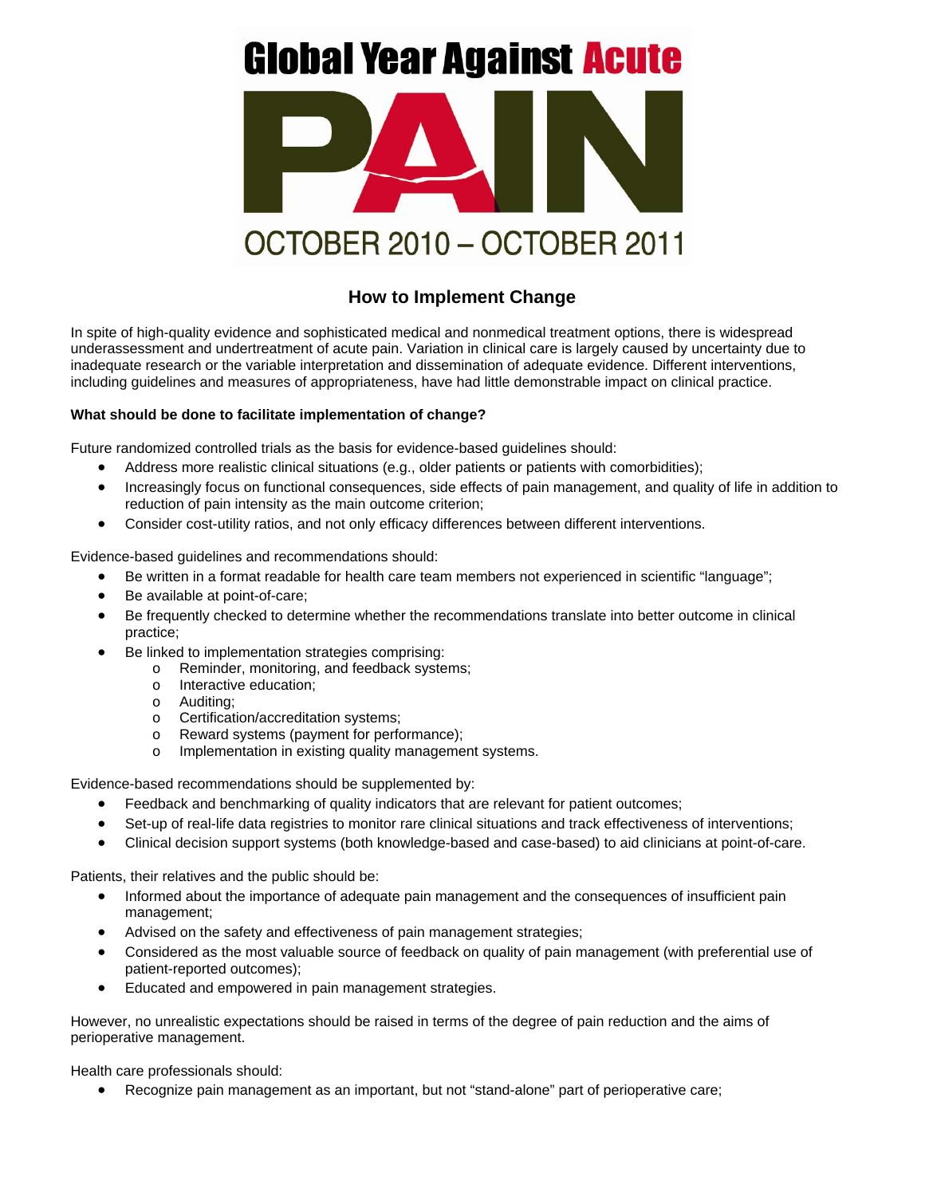# Global Year Against Acute PAIN

OCTOBER 2010 – OCTOBER 2011

## How to Implement Change

In spite of high-quality evidence and sophisticated medical and nonmedical treatment options, there is widespread underassessment and undertreatment of acute pain. Variation in clinical care is largely caused by uncertainty due to inadequate research or the variable interpretation and dissemination of adequate evidence. Different interventions, including guidelines and measures of appropriateness, have had little demonstrable impact on clinical practice.

**What should be done to facilitate implementation of change?**

Future randomized controlled trials as the basis for evidence-based guidelines should:

- Address more realistic clinical situations (e.g., older patients or patients with comorbidities);
- Increasingly focus on functional consequences, side effects of pain management, and quality of life in addition to reduction of pain intensity as the main outcome criterion;
- Consider cost-utility ratios, and not only efficacy differences between different interventions.

Evidence-based guidelines and recommendations should:

- Be written in a format readable for health care team members not experienced in scientific "language";
- Be available at point-of-care;
- Be frequently checked to determine whether the recommendations translate into better outcome in clinical practice;
- Be linked to implementation strategies comprising:
  - Reminder, monitoring, and feedback systems;
  - Interactive education;
  - Auditing;
  - Certification/accreditation systems;
  - Reward systems (payment for performance);
  - Implementation in existing quality management systems.

Evidence-based recommendations should be supplemented by:

- Feedback and benchmarking of quality indicators that are relevant for patient outcomes;
- Set-up of real-life data registries to monitor rare clinical situations and track effectiveness of interventions;
- Clinical decision support systems (both knowledge-based and case-based) to aid clinicians at point-of-care.

Patients, their relatives and the public should be:

- Informed about the importance of adequate pain management and the consequences of insufficient pain management;
- Advised on the safety and effectiveness of pain management strategies;
- Considered as the most valuable source of feedback on quality of pain management (with preferential use of patient-reported outcomes);
- Educated and empowered in pain management strategies.

However, no unrealistic expectations should be raised in terms of the degree of pain reduction and the aims of perioperative management.

Health care professionals should:

- Recognize pain management as an important, but not "stand-alone" part of perioperative care;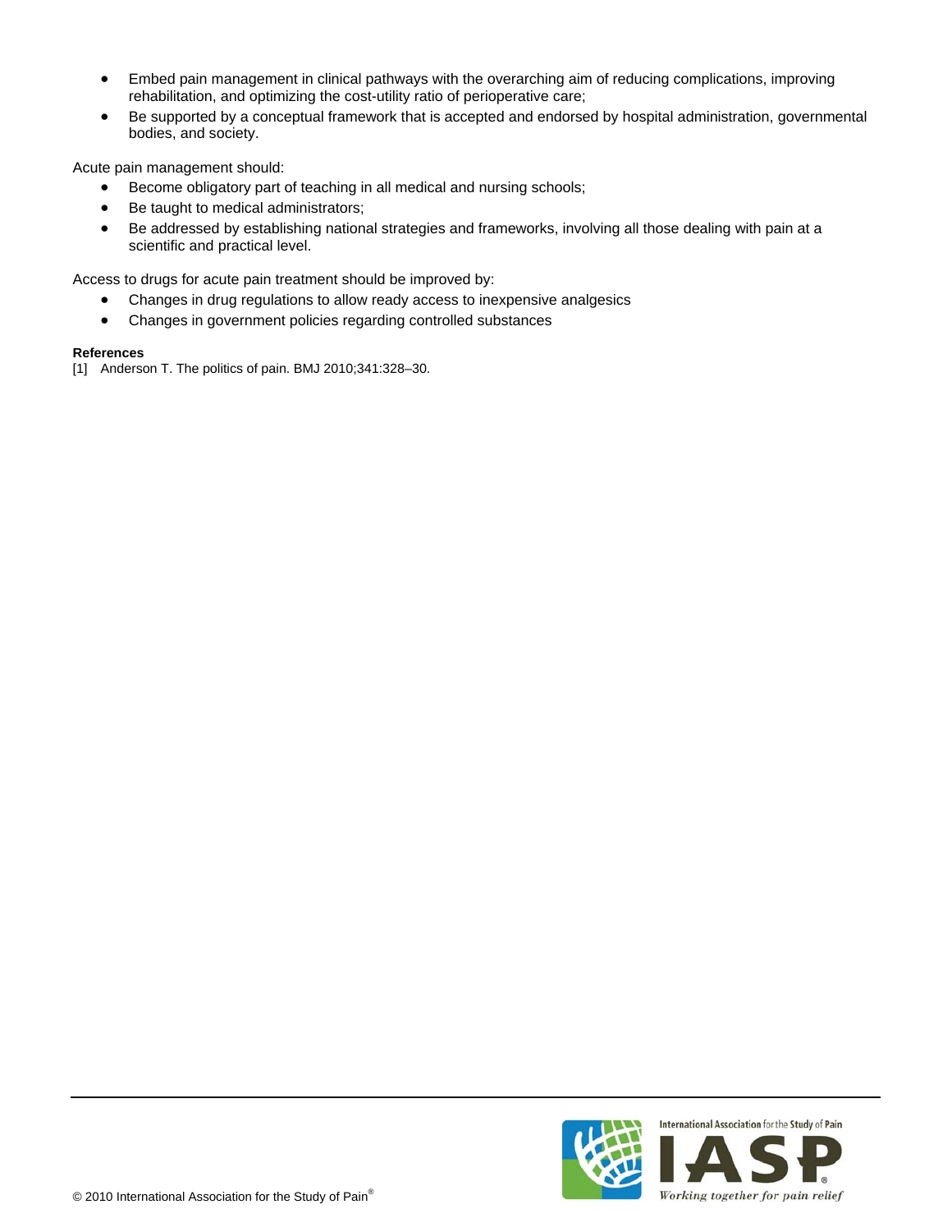- Embed pain management in clinical pathways with the overarching aim of reducing complications, improving rehabilitation, and optimizing the cost-utility ratio of perioperative care;
- Be supported by a conceptual framework that is accepted and endorsed by hospital administration, governmental bodies, and society.

Acute pain management should:

- Become obligatory part of teaching in all medical and nursing schools;
- Be taught to medical administrators;
- Be addressed by establishing national strategies and frameworks, involving all those dealing with pain at a scientific and practical level.

Access to drugs for acute pain treatment should be improved by:

- Changes in drug regulations to allow ready access to inexpensive analgesics
- Changes in government policies regarding controlled substances

**References**

[1] Anderson T. The politics of pain. BMJ 2010;341:328–30.

© 2010 International Association for the Study of Pain®